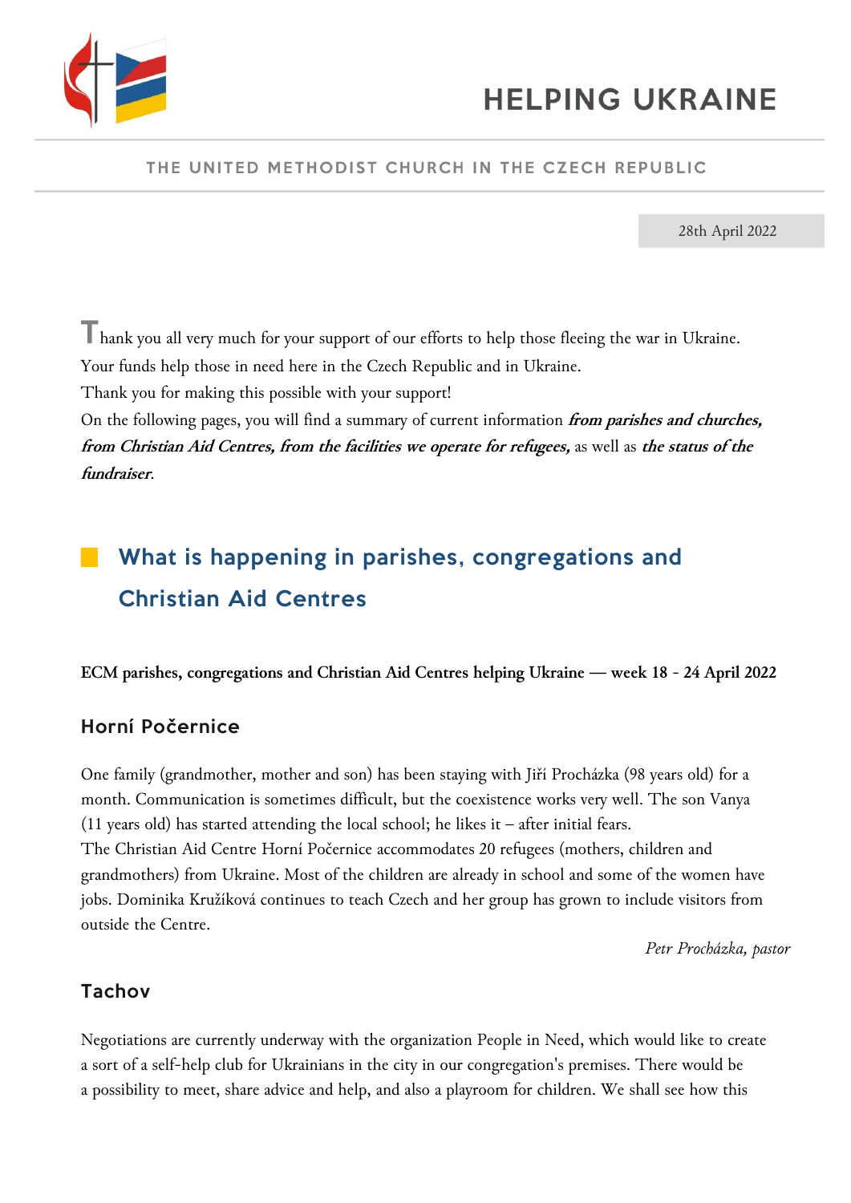# HELPING UKRAINE

THE UNITED METHODIST CHURCH IN THE CZECH REPUBLIC

28th April 2022

Thank you all very much for your support of our efforts to help those fleeing the war in Ukraine. Your funds help those in need here in the Czech Republic and in Ukraine.
Thank you for making this possible with your support!
On the following pages, you will find a summary of current information ***from parishes and churches, from Christian Aid Centres, from the facilities we operate for refugees,*** as well as ***the status of the fundraiser***.

## What is happening in parishes, congregations and Christian Aid Centres

**ECM parishes, congregations and Christian Aid Centres helping Ukraine — week 18 - 24 April 2022**

### Horní Počernice

One family (grandmother, mother and son) has been staying with Jiří Procházka (98 years old) for a month. Communication is sometimes difficult, but the coexistence works very well. The son Vanya (11 years old) has started attending the local school; he likes it – after initial fears.
The Christian Aid Centre Horní Počernice accommodates 20 refugees (mothers, children and grandmothers) from Ukraine. Most of the children are already in school and some of the women have jobs. Dominika Kružíková continues to teach Czech and her group has grown to include visitors from outside the Centre.

*Petr Procházka, pastor*

### Tachov

Negotiations are currently underway with the organization People in Need, which would like to create a sort of a self-help club for Ukrainians in the city in our congregation's premises. There would be a possibility to meet, share advice and help, and also a playroom for children. We shall see how this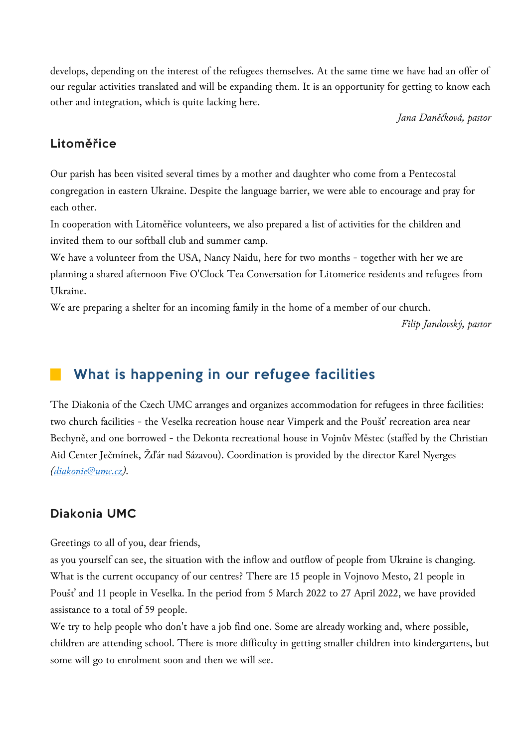develops, depending on the interest of the refugees themselves. At the same time we have had an offer of our regular activities translated and will be expanding them. It is an opportunity for getting to know each other and integration, which is quite lacking here.

*Jana Daněčková, pastor*

### Litoměřice

Our parish has been visited several times by a mother and daughter who come from a Pentecostal congregation in eastern Ukraine. Despite the language barrier, we were able to encourage and pray for each other.

In cooperation with Litoměřice volunteers, we also prepared a list of activities for the children and invited them to our softball club and summer camp.

We have a volunteer from the USA, Nancy Naidu, here for two months - together with her we are planning a shared afternoon Five O'Clock Tea Conversation for Litomerice residents and refugees from Ukraine.

We are preparing a shelter for an incoming family in the home of a member of our church.

*Filip Jandovský, pastor*

## What is happening in our refugee facilities

The Diakonia of the Czech UMC arranges and organizes accommodation for refugees in three facilities: two church facilities - the Veselka recreation house near Vimperk and the Poušť recreation area near Bechyně, and one borrowed - the Dekonta recreational house in Vojnův Městec (staffed by the Christian Aid Center Ječmínek, Žďár nad Sázavou). Coordination is provided by the director Karel Nyerges *(diakonie@umc.cz)*.

### Diakonia UMC

Greetings to all of you, dear friends,

as you yourself can see, the situation with the inflow and outflow of people from Ukraine is changing. What is the current occupancy of our centres? There are 15 people in Vojnovo Mesto, 21 people in Poušť and 11 people in Veselka. In the period from 5 March 2022 to 27 April 2022, we have provided assistance to a total of 59 people.

We try to help people who don't have a job find one. Some are already working and, where possible, children are attending school. There is more difficulty in getting smaller children into kindergartens, but some will go to enrolment soon and then we will see.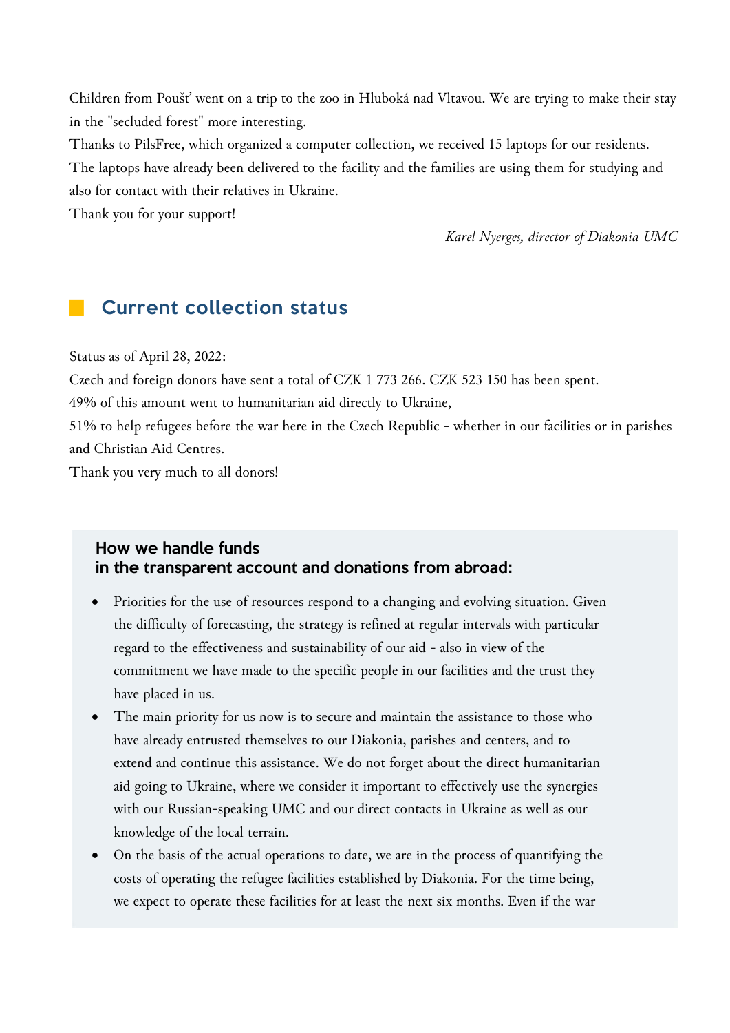Children from Poušť went on a trip to the zoo in Hluboká nad Vltavou. We are trying to make their stay in the "secluded forest" more interesting.

Thanks to PilsFree, which organized a computer collection, we received 15 laptops for our residents. The laptops have already been delivered to the facility and the families are using them for studying and also for contact with their relatives in Ukraine.

Thank you for your support!

*Karel Nyerges, director of Diakonia UMC*

## Current collection status

Status as of April 28, 2022:

Czech and foreign donors have sent a total of CZK 1 773 266. CZK 523 150 has been spent.

49% of this amount went to humanitarian aid directly to Ukraine,

51% to help refugees before the war here in the Czech Republic - whether in our facilities or in parishes and Christian Aid Centres.

Thank you very much to all donors!

### How we handle funds in the transparent account and donations from abroad:

- Priorities for the use of resources respond to a changing and evolving situation. Given the difficulty of forecasting, the strategy is refined at regular intervals with particular regard to the effectiveness and sustainability of our aid - also in view of the commitment we have made to the specific people in our facilities and the trust they have placed in us.
- The main priority for us now is to secure and maintain the assistance to those who have already entrusted themselves to our Diakonia, parishes and centers, and to extend and continue this assistance. We do not forget about the direct humanitarian aid going to Ukraine, where we consider it important to effectively use the synergies with our Russian-speaking UMC and our direct contacts in Ukraine as well as our knowledge of the local terrain.
- On the basis of the actual operations to date, we are in the process of quantifying the costs of operating the refugee facilities established by Diakonia. For the time being, we expect to operate these facilities for at least the next six months. Even if the war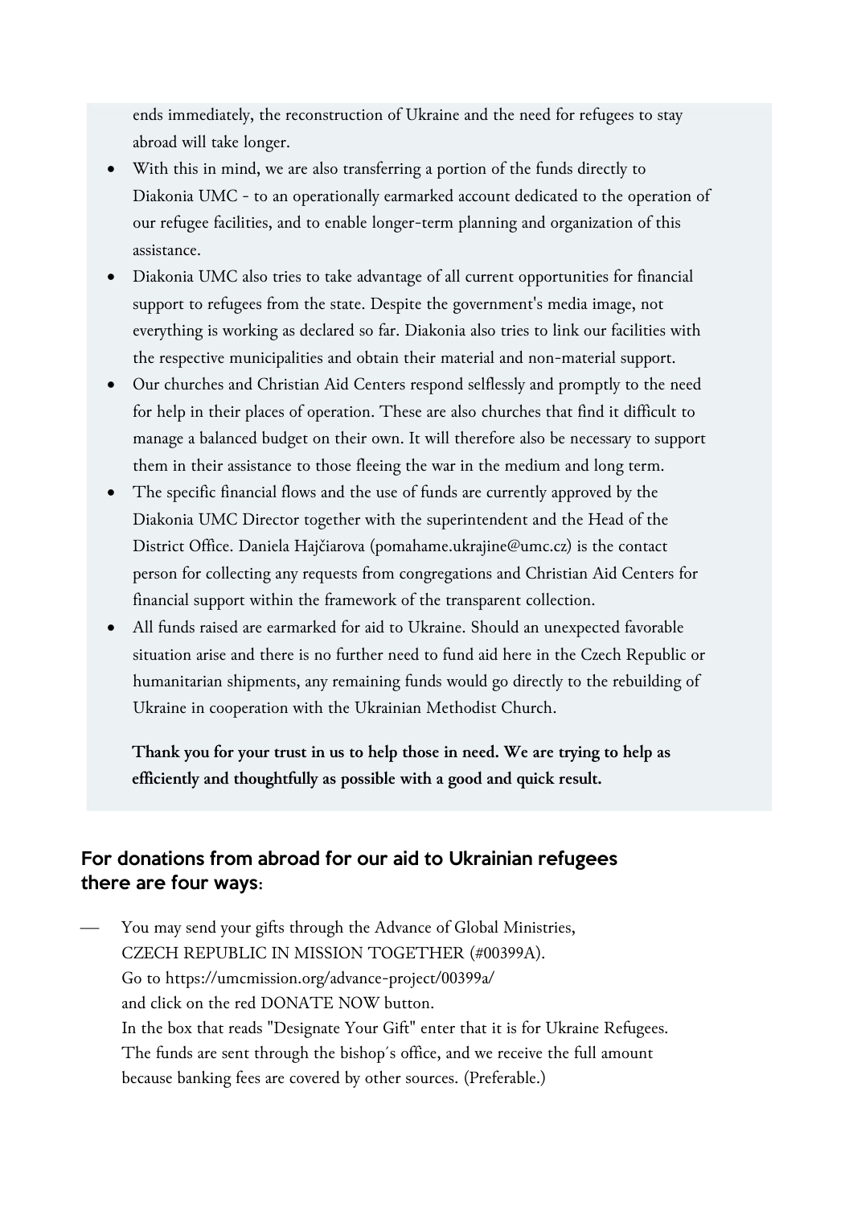ends immediately, the reconstruction of Ukraine and the need for refugees to stay abroad will take longer.

- With this in mind, we are also transferring a portion of the funds directly to Diakonia UMC - to an operationally earmarked account dedicated to the operation of our refugee facilities, and to enable longer-term planning and organization of this assistance.
- Diakonia UMC also tries to take advantage of all current opportunities for financial support to refugees from the state. Despite the government's media image, not everything is working as declared so far. Diakonia also tries to link our facilities with the respective municipalities and obtain their material and non-material support.
- Our churches and Christian Aid Centers respond selflessly and promptly to the need for help in their places of operation. These are also churches that find it difficult to manage a balanced budget on their own. It will therefore also be necessary to support them in their assistance to those fleeing the war in the medium and long term.
- The specific financial flows and the use of funds are currently approved by the Diakonia UMC Director together with the superintendent and the Head of the District Office. Daniela Hajčiarova (pomahame.ukrajine@umc.cz) is the contact person for collecting any requests from congregations and Christian Aid Centers for financial support within the framework of the transparent collection.
- All funds raised are earmarked for aid to Ukraine. Should an unexpected favorable situation arise and there is no further need to fund aid here in the Czech Republic or humanitarian shipments, any remaining funds would go directly to the rebuilding of Ukraine in cooperation with the Ukrainian Methodist Church.

**Thank you for your trust in us to help those in need. We are trying to help as efficiently and thoughtfully as possible with a good and quick result.**

## For donations from abroad for our aid to Ukrainian refugees there are four ways:

— You may send your gifts through the Advance of Global Ministries, CZECH REPUBLIC IN MISSION TOGETHER (#00399A).
Go to https://umcmission.org/advance-project/00399a/
and click on the red DONATE NOW button.
In the box that reads "Designate Your Gift" enter that it is for Ukraine Refugees.
The funds are sent through the bishop´s office, and we receive the full amount because banking fees are covered by other sources. (Preferable.)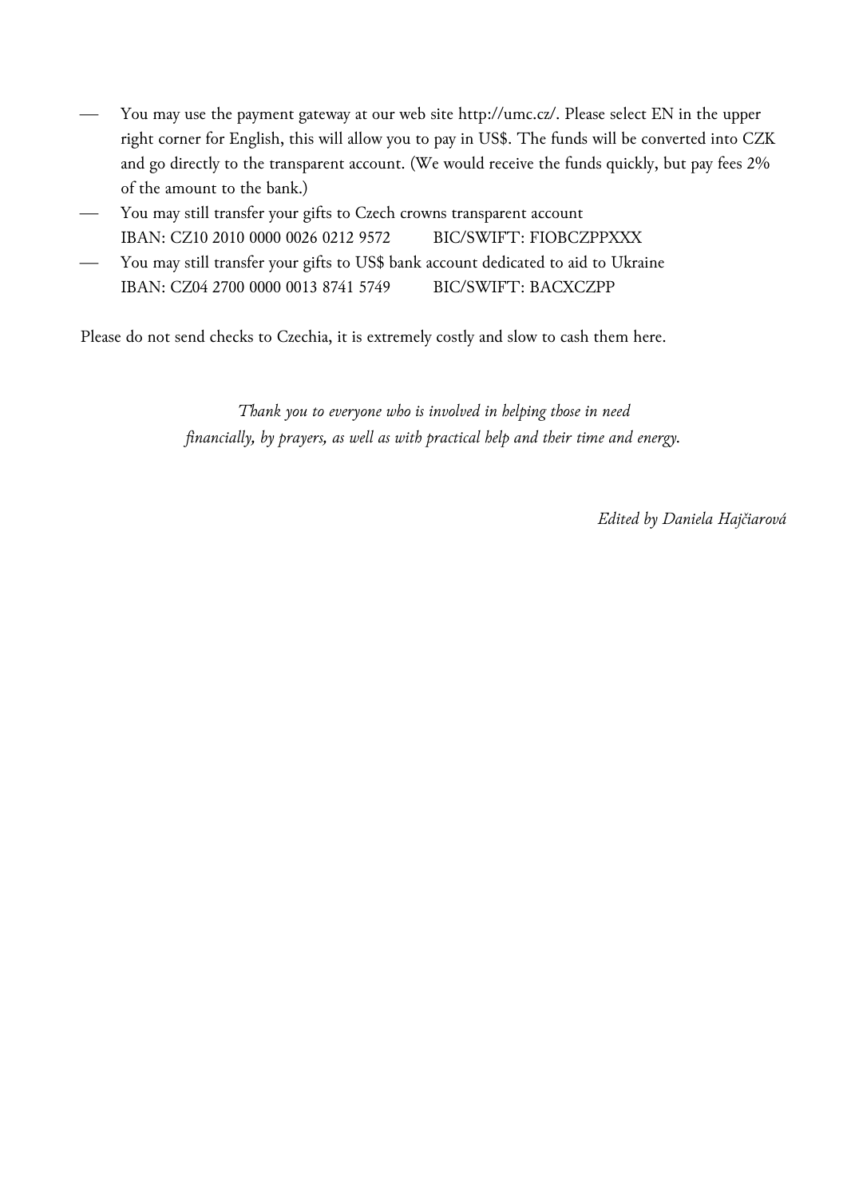- You may use the payment gateway at our web site http://umc.cz/. Please select EN in the upper right corner for English, this will allow you to pay in US$. The funds will be converted into CZK and go directly to the transparent account. (We would receive the funds quickly, but pay fees 2% of the amount to the bank.)
- You may still transfer your gifts to Czech crowns transparent account
  IBAN: CZ10 2010 0000 0026 0212 9572 BIC/SWIFT: FIOBCZPPXXX
- You may still transfer your gifts to US$ bank account dedicated to aid to Ukraine
  IBAN: CZ04 2700 0000 0013 8741 5749 BIC/SWIFT: BACXCZPP

Please do not send checks to Czechia, it is extremely costly and slow to cash them here.

*Thank you to everyone who is involved in helping those in need financially, by prayers, as well as with practical help and their time and energy.*

*Edited by Daniela Hajčiarová*